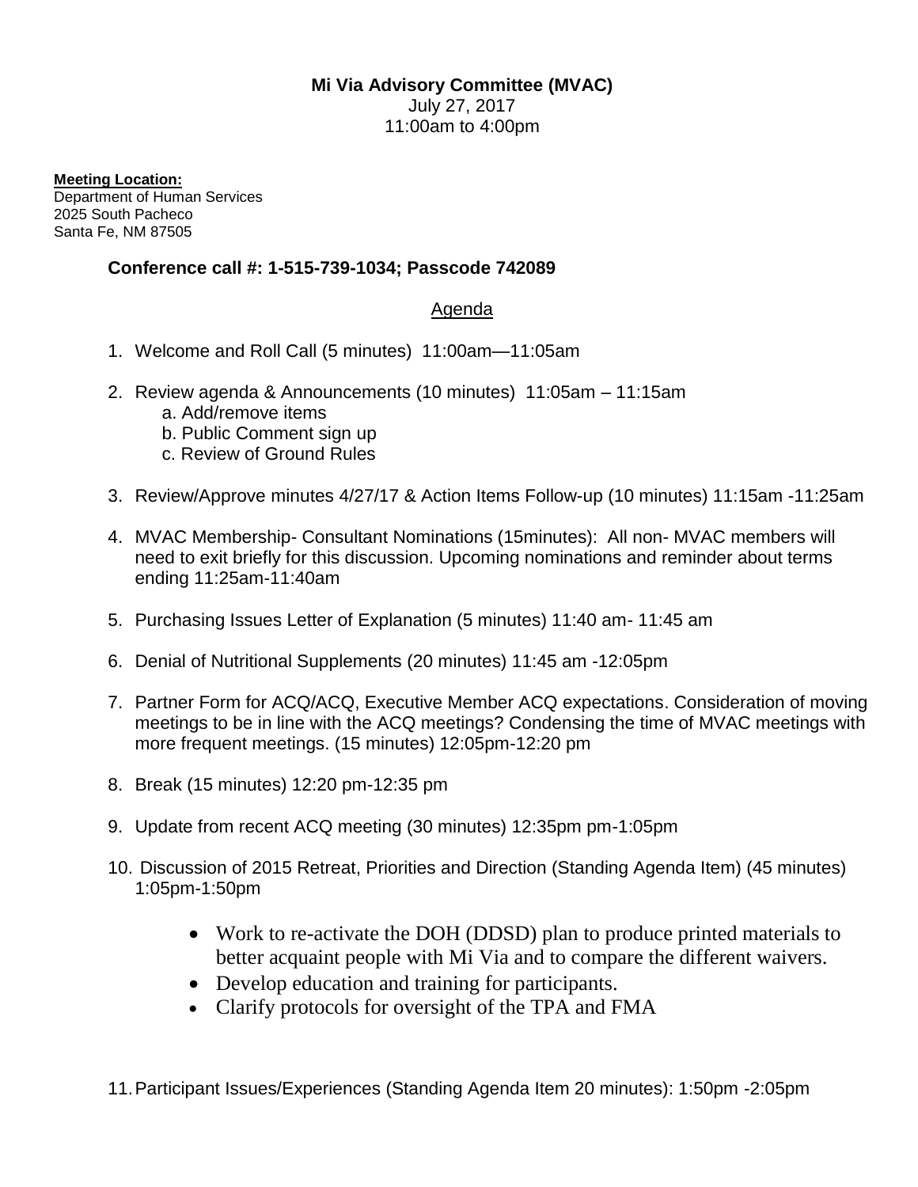**Mi Via Advisory Committee (MVAC)**
July 27, 2017
11:00am to 4:00pm

**Meeting Location:**
Department of Human Services
2025 South Pacheco
Santa Fe, NM 87505

**Conference call #: 1-515-739-1034; Passcode 742089**

Agenda

1. Welcome and Roll Call (5 minutes) 11:00am—11:05am

2. Review agenda & Announcements (10 minutes) 11:05am – 11:15am
   a. Add/remove items
   b. Public Comment sign up
   c. Review of Ground Rules

3. Review/Approve minutes 4/27/17 & Action Items Follow-up (10 minutes) 11:15am -11:25am

4. MVAC Membership- Consultant Nominations (15minutes): All non- MVAC members will need to exit briefly for this discussion. Upcoming nominations and reminder about terms ending 11:25am-11:40am

5. Purchasing Issues Letter of Explanation (5 minutes) 11:40 am- 11:45 am

6. Denial of Nutritional Supplements (20 minutes) 11:45 am -12:05pm

7. Partner Form for ACQ/ACQ, Executive Member ACQ expectations. Consideration of moving meetings to be in line with the ACQ meetings? Condensing the time of MVAC meetings with more frequent meetings. (15 minutes) 12:05pm-12:20 pm

8. Break (15 minutes) 12:20 pm-12:35 pm

9. Update from recent ACQ meeting (30 minutes) 12:35pm pm-1:05pm

10. Discussion of 2015 Retreat, Priorities and Direction (Standing Agenda Item) (45 minutes) 1:05pm-1:50pm
    - Work to re-activate the DOH (DDSD) plan to produce printed materials to better acquaint people with Mi Via and to compare the different waivers.
    - Develop education and training for participants.
    - Clarify protocols for oversight of the TPA and FMA

11. Participant Issues/Experiences (Standing Agenda Item 20 minutes): 1:50pm -2:05pm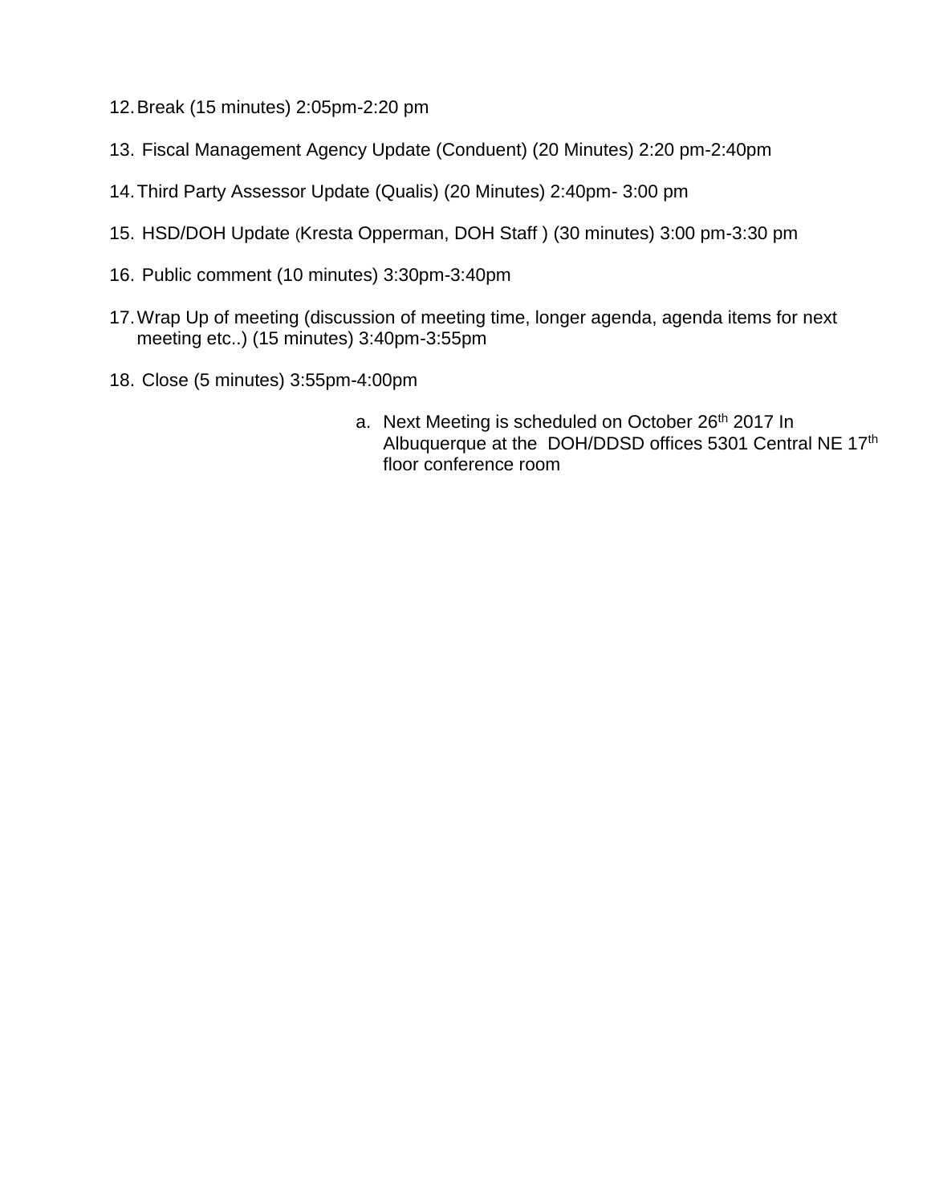12. Break (15 minutes) 2:05pm-2:20 pm

13. Fiscal Management Agency Update (Conduent) (20 Minutes) 2:20 pm-2:40pm

14. Third Party Assessor Update (Qualis) (20 Minutes) 2:40pm- 3:00 pm

15. HSD/DOH Update (Kresta Opperman, DOH Staff ) (30 minutes) 3:00 pm-3:30 pm

16. Public comment (10 minutes) 3:30pm-3:40pm

17. Wrap Up of meeting (discussion of meeting time, longer agenda, agenda items for next meeting etc..) (15 minutes) 3:40pm-3:55pm

18. Close (5 minutes) 3:55pm-4:00pm

    a. Next Meeting is scheduled on October 26th 2017 In Albuquerque at the DOH/DDSD offices 5301 Central NE 17th floor conference room